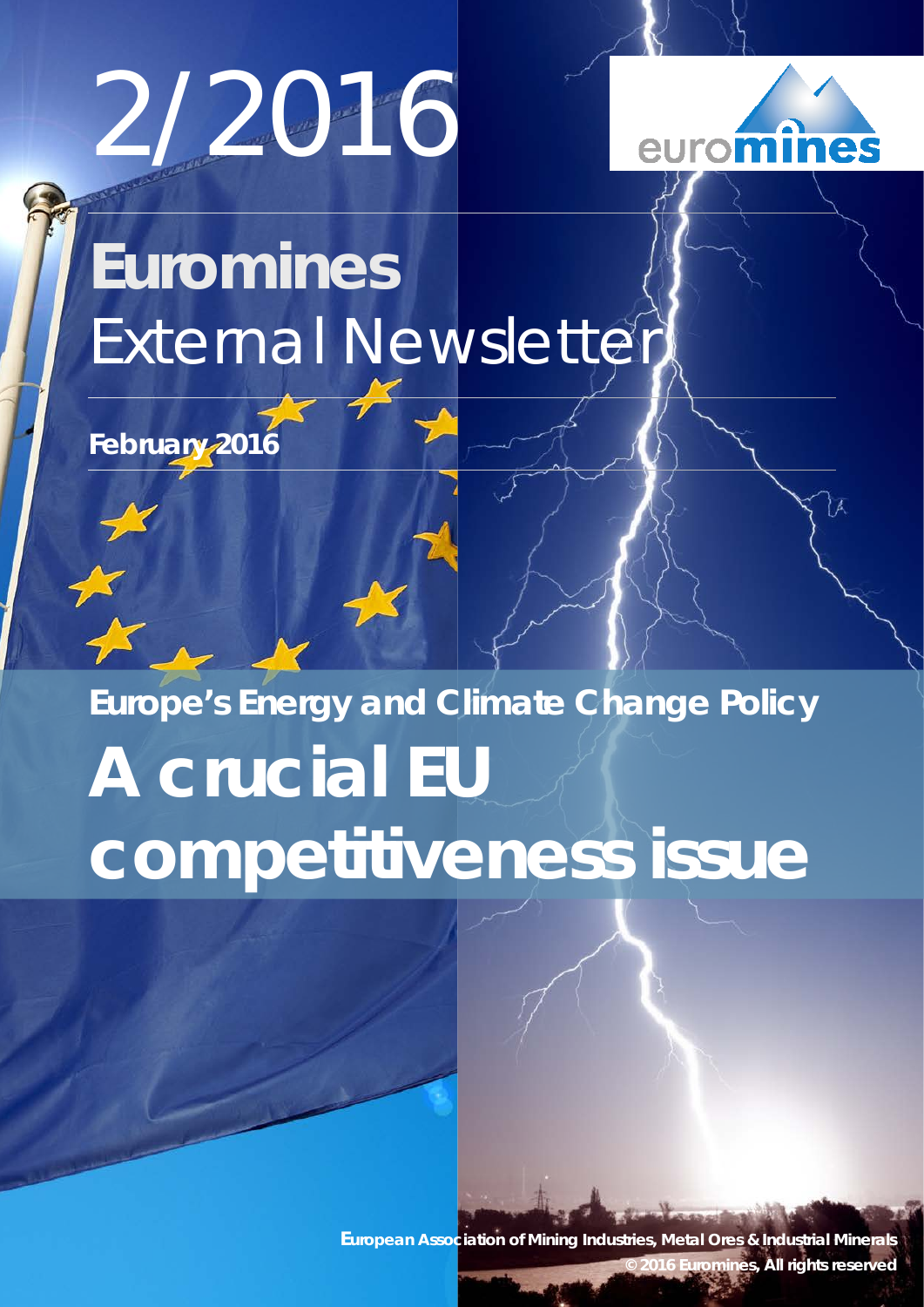# 2/2016

euromines

# Euromines External Newsletter

**February 2016**

## Europe's Energy and Climate Change Policy

# A crucial EU competitiveness issue

**European Association of Mining Industries, Metal Ores & Industrial Minerals**

**© 2016 Euromines, All rights reserved**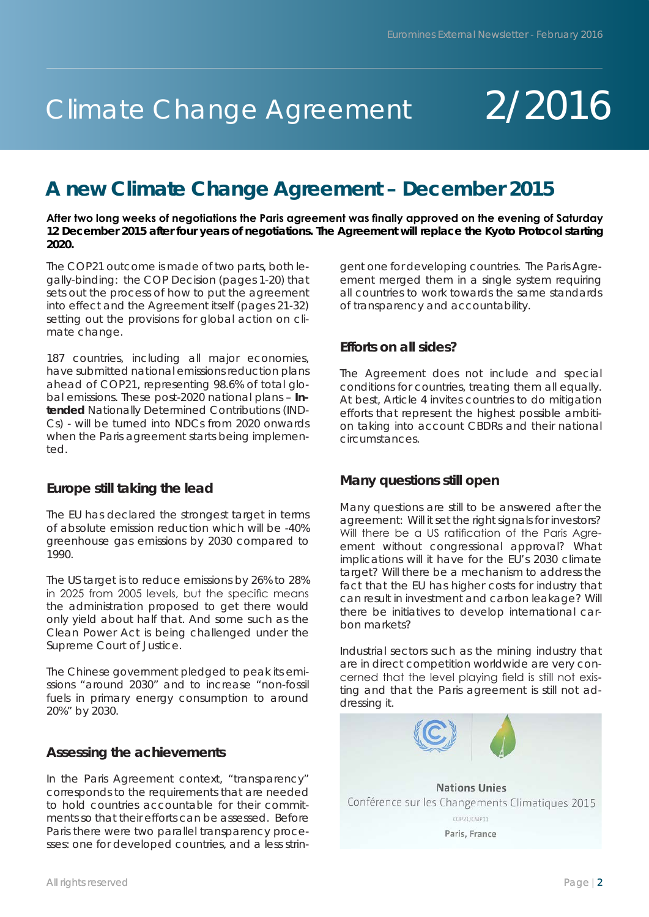# Climate Change Agreement 2/2016

## A new Climate Change Agreement – December 2015

**After two long weeks of negotiations the Paris agreement was finally approved on the evening of Saturday 12 December 2015 after four years of negotiations. The Agreement will replace the Kyoto Protocol starting 2020.**

The COP21 outcome is made of two parts, both legally-binding: the COP Decision (pages 1-20) that sets out the process of how to put the agreement into effect and the Agreement itself (pages 21-32) setting out the provisions for global action on climate change.

187 countries, including all major economies, have submitted national emissions reduction plans ahead of COP21, representing 98.6% of total global emissions. These post-2020 national plans – **Intended** Nationally Determined Contributions (INDCs) - will be turned into NDCs from 2020 onwards when the Paris agreement starts being implemented.

### Europe still taking the lead

The EU has declared the strongest target in terms of absolute emission reduction which will be -40% greenhouse gas emissions by 2030 compared to 1990.

The US target is to reduce emissions by 26% to 28% in 2025 from 2005 levels, but the specific means the administration proposed to get there would only yield about half that. And some such as the Clean Power Act is being challenged under the Supreme Court of Justice.

The Chinese government pledged to peak its emissions "around 2030" and to increase "non-fossil fuels in primary energy consumption to around 20%" by 2030.

### Assessing the achievements

In the Paris Agreement context, "transparency" corresponds to the requirements that are needed to hold countries accountable for their commitments so that their efforts can be assessed. Before Paris there were two parallel transparency processes: one for developed countries, and a less stringent one for developing countries. The Paris Agreement merged them in a single system requiring all countries to work towards the same standards of transparency and accountability.

### Efforts on all sides?

The Agreement does not include and special conditions for countries, treating them all equally. At best, Article 4 invites countries to do mitigation efforts that represent the highest possible ambition taking into account CBDRs and their national circumstances.

### Many questions still open

Many questions are still to be answered after the agreement: Will it set the right signals for investors? Will there be a US ratification of the Paris Agreement without congressional approval? What implications will it have for the EU's 2030 climate target? Will there be a mechanism to address the fact that the EU has higher costs for industry that can result in investment and carbon leakage? Will there be initiatives to develop international carbon markets?

Industrial sectors such as the mining industry that are in direct competition worldwide are very concerned that the level playing field is still not existing and that the Paris agreement is still not addressing it.

Nations Unies
Conférence sur les Changements Climatiques 2015
COP21/CMP11
Paris, France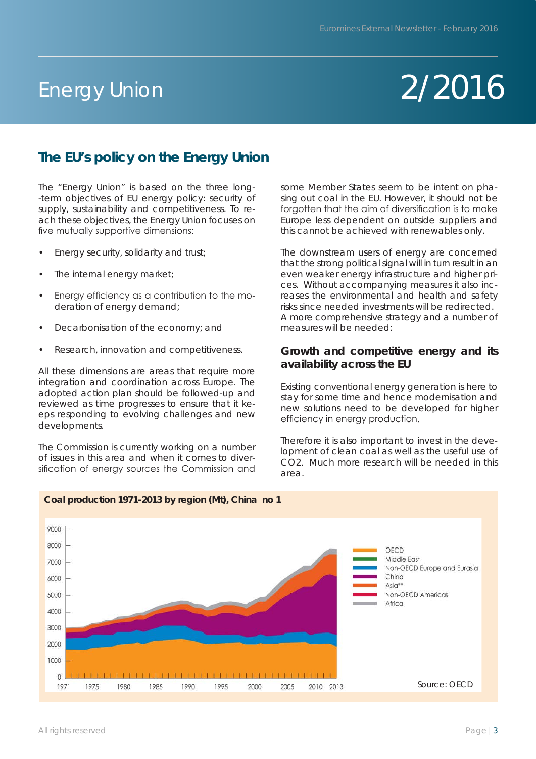# Energy Union

# 2/2016

## The EU's policy on the Energy Union

The "Energy Union" is based on the three long-term objectives of EU energy policy: security of supply, sustainability and competitiveness. To reach these objectives, the Energy Union focuses on five mutually supportive dimensions:

- Energy security, solidarity and trust;
- The internal energy market;
- Energy efficiency as a contribution to the moderation of energy demand;
- Decarbonisation of the economy; and
- Research, innovation and competitiveness.

All these dimensions are areas that require more integration and coordination across Europe. The adopted action plan should be followed-up and reviewed as time progresses to ensure that it keeps responding to evolving challenges and new developments.

The Commission is currently working on a number of issues in this area and when it comes to diversification of energy sources the Commission and some Member States seem to be intent on phasing out coal in the EU. However, it should not be forgotten that the aim of diversification is to make Europe less dependent on outside suppliers and this cannot be achieved with renewables only.

The downstream users of energy are concerned that the strong political signal will in turn result in an even weaker energy infrastructure and higher prices. Without accompanying measures it also increases the environmental and health and safety risks since needed investments will be redirected. A more comprehensive strategy and a number of measures will be needed:

### Growth and competitive energy and its availability across the EU

Existing conventional energy generation is here to stay for some time and hence modernisation and new solutions need to be developed for higher efficiency in energy production.

Therefore it is also important to invest in the development of clean coal as well as the useful use of $CO_2$. Much more research will be needed in this area.

**Coal production 1971-2013 by region (Mt), China no 1**

Source: OECD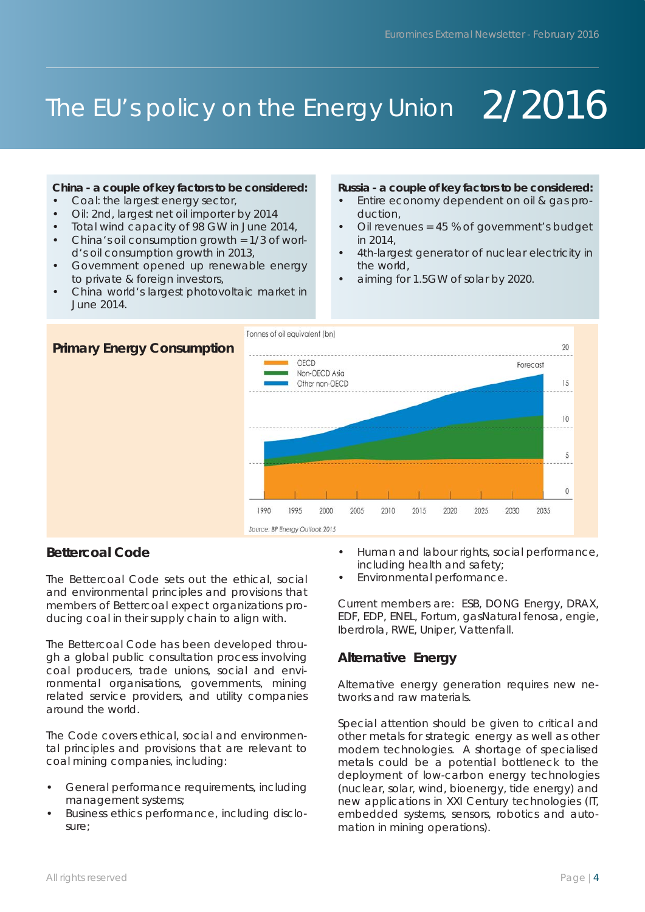# The EU's policy on the Energy Union 2/2016

**China - a couple of key factors to be considered:**

- Coal: the largest energy sector,
- Oil: 2nd, largest net oil importer by 2014
- Total wind capacity of 98 GW in June 2014,
- China's oil consumption growth = 1/3 of world's oil consumption growth in 2013,
- Government opened up renewable energy to private & foreign investors,
- China world's largest photovoltaic market in June 2014.

**Russia - a couple of key factors to be considered:**

- Entire economy dependent on oil & gas production,
- Oil revenues = 45 % of government's budget in 2014,
- 4th-largest generator of nuclear electricity in the world,
- aiming for 1.5GW of solar by 2020.

**Primary Energy Consumption**

Tonnes of oil equivalent (bn)

OECD
Non-OECD Asia
Other non-OECD

Forecast

Source: BP Energy Outlook 2015

## Bettercoal Code

The Bettercoal Code sets out the ethical, social and environmental principles and provisions that members of Bettercoal expect organizations producing coal in their supply chain to align with.

The Bettercoal Code has been developed through a global public consultation process involving coal producers, trade unions, social and environmental organisations, governments, mining related service providers, and utility companies around the world.

The Code covers ethical, social and environmental principles and provisions that are relevant to coal mining companies, including:

- General performance requirements, including management systems;
- Business ethics performance, including disclosure;
- Human and labour rights, social performance, including health and safety;
- Environmental performance.

Current members are: ESB, DONG Energy, DRAX, EDF, EDP, ENEL, Fortum, gasNatural fenosa, engie, Iberdrola, RWE, Uniper, Vattenfall.

## Alternative Energy

Alternative energy generation requires new networks and raw materials.

Special attention should be given to critical and other metals for strategic energy as well as other modern technologies. A shortage of specialised metals could be a potential bottleneck to the deployment of low-carbon energy technologies (nuclear, solar, wind, bioenergy, tide energy) and new applications in XXI Century technologies (IT, embedded systems, sensors, robotics and automation in mining operations).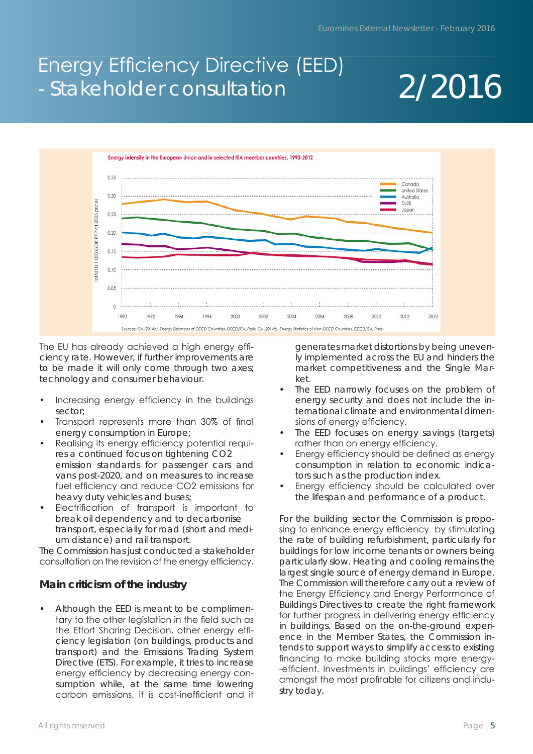# Energy Efficiency Directive (EED) - Stakeholder consultation

2/2016

Energy intensity in the European Union and in selected IEA member countries, 1990-2012

Sources: IEA (2014a), Energy Balances of OECD Countries, OECD/IEA, Paris; IEA (2014b), Energy Statistics of Non-OECD Countries, OECD/IEA, Paris.

The EU has already achieved a high energy efficiency rate. However, if further improvements are to be made it will only come through two axes; technology and consumer behaviour.

- Increasing energy efficiency in the buildings sector;
- Transport represents more than 30% of final energy consumption in Europe;
- Realising its energy efficiency potential requires a continued focus on tightening $CO_2$ emission standards for passenger cars and vans post-2020, and on measures to increase fuel efficiency and reduce $CO_2$ emissions for heavy duty vehicles and buses;
- Electrification of transport is important to break oil dependency and to decarbonise transport, especially for road (short and medium distance) and rail transport.

The Commission has just conducted a stakeholder consultation on the revision of the energy efficiency.

### Main criticism of the industry

- Although the EED is meant to be complimentary to the other legislation in the field such as the Effort Sharing Decision, other energy efficiency legislation (on buildings, products and transport) and the Emissions Trading System Directive (ETS). For example, it tries to increase energy efficiency by decreasing energy consumption while, at the same time lowering carbon emissions, it is cost-inefficient and it generates market distortions by being unevenly implemented across the EU and hinders the market competitiveness and the Single Market.
- The EED narrowly focuses on the problem of energy security and does not include the international climate and environmental dimensions of energy efficiency.
- The EED focuses on energy savings (targets) rather than on energy efficiency.
- Energy efficiency should be defined as energy consumption in relation to economic indicators such as the production index.
- Energy efficiency should be calculated over the lifespan and performance of a product.

For the building sector the Commission is proposing to enhance energy efficiency by stimulating the rate of building refurbishment, particularly for buildings for low income tenants or owners being particularly slow. Heating and cooling remains the largest single source of energy demand in Europe. The Commission will therefore carry out a review of the Energy Efficiency and Energy Performance of Buildings Directives to create the right framework for further progress in delivering energy efficiency in buildings. Based on the on-the-ground experience in the Member States, the Commission intends to support ways to simplify access to existing financing to make building stocks more energy-efficient. Investments in buildings' efficiency are amongst the most profitable for citizens and industry today.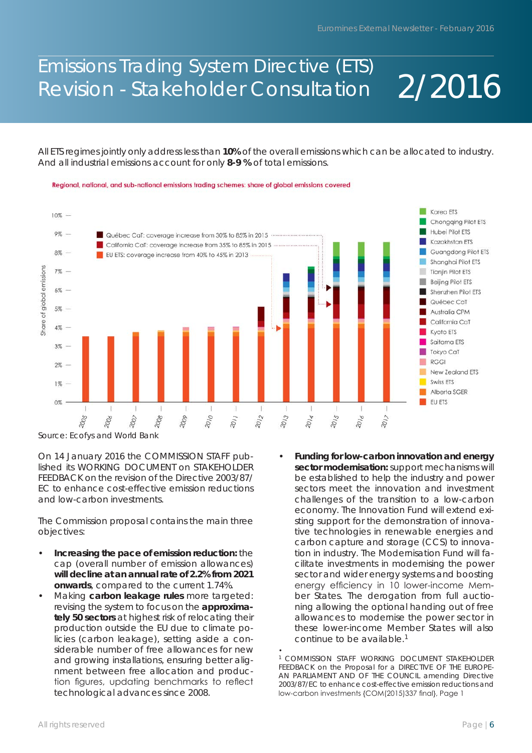# Emissions Trading System Directive (ETS) Revision - Stakeholder Consultation 2/2016

All ETS regimes jointly only address less than **10%** of the overall emissions which can be allocated to industry. And all industrial emissions account for only **8-9 %** of total emissions.

Regional, national, and sub-national emissions trading schemes: share of global emissions covered

Source: Ecofys and World Bank

On 14 January 2016 the COMMISSION STAFF published its WORKING DOCUMENT on STAKEHOLDER FEEDBACK on the revision of the Directive 2003/87/EC to enhance cost-effective emission reductions and low-carbon investments.

The Commission proposal contains the main three objectives:

- **Increasing the pace of emission reduction:** the cap (overall number of emission allowances) **will decline at an annual rate of 2.2% from 2021 onwards**, compared to the current 1.74%.
- Making **carbon leakage rules** more targeted: revising the system to focus on the **approximately 50 sectors** at highest risk of relocating their production outside the EU due to climate policies (carbon leakage), setting aside a considerable number of free allowances for new and growing installations, ensuring better alignment between free allocation and production figures, updating benchmarks to reflect technological advances since 2008.
- **Funding for low-carbon innovation and energy sector modernisation:** support mechanisms will be established to help the industry and power sectors meet the innovation and investment challenges of the transition to a low-carbon economy. The Innovation Fund will extend existing support for the demonstration of innovative technologies in renewable energies and carbon capture and storage (CCS) to innovation in industry. The Modernisation Fund will facilitate investments in modernising the power sector and wider energy systems and boosting energy efficiency in 10 lower-income Member States. The derogation from full auctioning allowing the optional handing out of free allowances to modernise the power sector in these lower-income Member States will also continue to be available.[1]

[1] COMMISSION STAFF WORKING DOCUMENT STAKEHOLDER FEEDBACK on the Proposal for a DIRECTIVE OF THE EUROPEAN PARLIAMENT AND OF THE COUNCIL amending Directive 2003/87/EC to enhance cost-effective emission reductions and low-carbon investments {COM(2015)337 final}, Page 1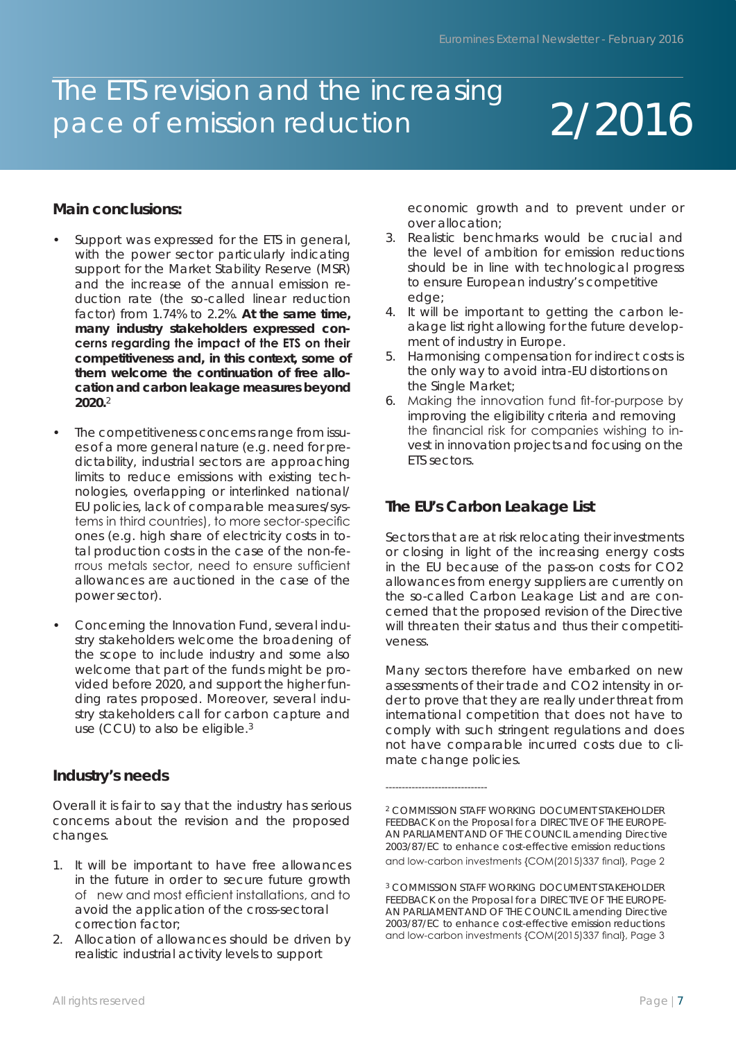# The ETS revision and the increasing pace of emission reduction

# 2/2016

### Main conclusions:

- Support was expressed for the ETS in general, with the power sector particularly indicating support for the Market Stability Reserve (MSR) and the increase of the annual emission reduction rate (the so-called linear reduction factor) from 1.74% to 2.2%. **At the same time, many industry stakeholders expressed concerns regarding the impact of the ETS on their competitiveness and, in this context, some of them welcome the continuation of free allocation and carbon leakage measures beyond 2020.**[2]

- The competitiveness concerns range from issues of a more general nature (e.g. need for predictability, industrial sectors are approaching limits to reduce emissions with existing technologies, overlapping or interlinked national/EU policies, lack of comparable measures/systems in third countries), to more sector-specific ones (e.g. high share of electricity costs in total production costs in the case of the non-ferrous metals sector, need to ensure sufficient allowances are auctioned in the case of the power sector).

- Concerning the Innovation Fund, several industry stakeholders welcome the broadening of the scope to include industry and some also welcome that part of the funds might be provided before 2020, and support the higher funding rates proposed. Moreover, several industry stakeholders call for carbon capture and use (CCU) to also be eligible.[3]

### Industry's needs

Overall it is fair to say that the industry has serious concerns about the revision and the proposed changes.

1. It will be important to have free allowances in the future in order to secure future growth of new and most efficient installations, and to avoid the application of the cross-sectoral correction factor;
2. Allocation of allowances should be driven by realistic industrial activity levels to support economic growth and to prevent under or over allocation;
3. Realistic benchmarks would be crucial and the level of ambition for emission reductions should be in line with technological progress to ensure European industry's competitive edge;
4. It will be important to getting the carbon leakage list right allowing for the future development of industry in Europe.
5. Harmonising compensation for indirect costs is the only way to avoid intra-EU distortions on the Single Market;
6. Making the innovation fund fit-for-purpose by improving the eligibility criteria and removing the financial risk for companies wishing to invest in innovation projects and focusing on the ETS sectors.

### The EU's Carbon Leakage List

Sectors that are at risk relocating their investments or closing in light of the increasing energy costs in the EU because of the pass-on costs for $CO_2$ allowances from energy suppliers are currently on the so-called Carbon Leakage List and are concerned that the proposed revision of the Directive will threaten their status and thus their competitiveness.

Many sectors therefore have embarked on new assessments of their trade and $CO_2$ intensity in order to prove that they are really under threat from international competition that does not have to comply with such stringent regulations and does not have comparable incurred costs due to climate change policies.

-------------------------------

[2] COMMISSION STAFF WORKING DOCUMENT STAKEHOLDER FEEDBACK on the Proposal for a DIRECTIVE OF THE EUROPEAN PARLIAMENT AND OF THE COUNCIL amending Directive 2003/87/EC to enhance cost-effective emission reductions and low-carbon investments {COM(2015)337 final}, Page 2

[3] COMMISSION STAFF WORKING DOCUMENT STAKEHOLDER FEEDBACK on the Proposal for a DIRECTIVE OF THE EUROPEAN PARLIAMENT AND OF THE COUNCIL amending Directive 2003/87/EC to enhance cost-effective emission reductions and low-carbon investments {COM(2015)337 final}, Page 3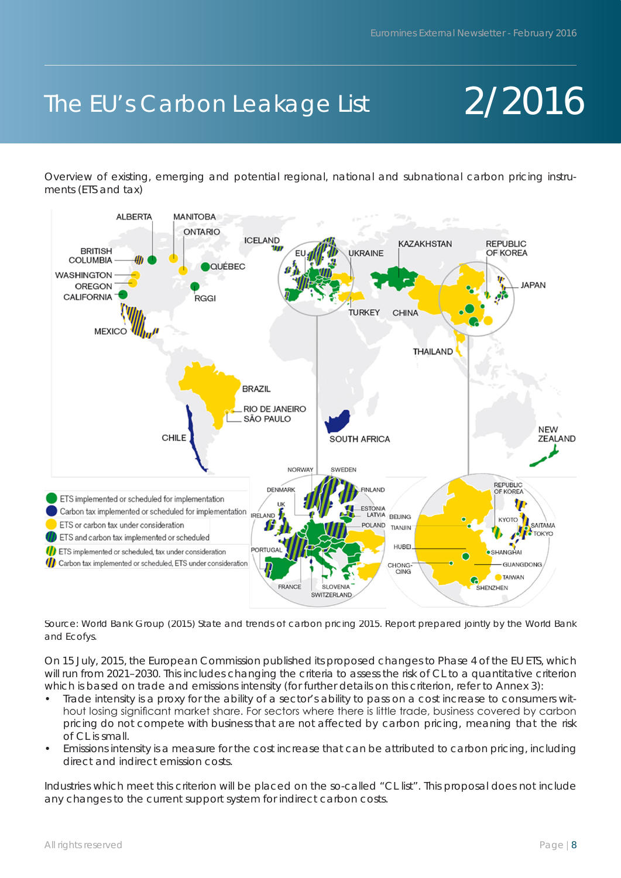# The EU's Carbon Leakage List

# 2/2016

Overview of existing, emerging and potential regional, national and subnational carbon pricing instruments (ETS and tax)

Source: World Bank Group (2015) State and trends of carbon pricing 2015. Report prepared jointly by the World Bank and Ecofys.

On 15 July, 2015, the European Commission published its proposed changes to Phase 4 of the EU ETS, which will run from 2021–2030. This includes changing the criteria to assess the risk of CL to a quantitative criterion which is based on trade and emissions intensity (for further details on this criterion, refer to Annex 3):

- Trade intensity is a proxy for the ability of a sector's ability to pass on a cost increase to consumers without losing significant market share. For sectors where there is little trade, business covered by carbon pricing do not compete with business that are not affected by carbon pricing, meaning that the risk of CL is small.
- Emissions intensity is a measure for the cost increase that can be attributed to carbon pricing, including direct and indirect emission costs.

Industries which meet this criterion will be placed on the so-called "CL list". This proposal does not include any changes to the current support system for indirect carbon costs.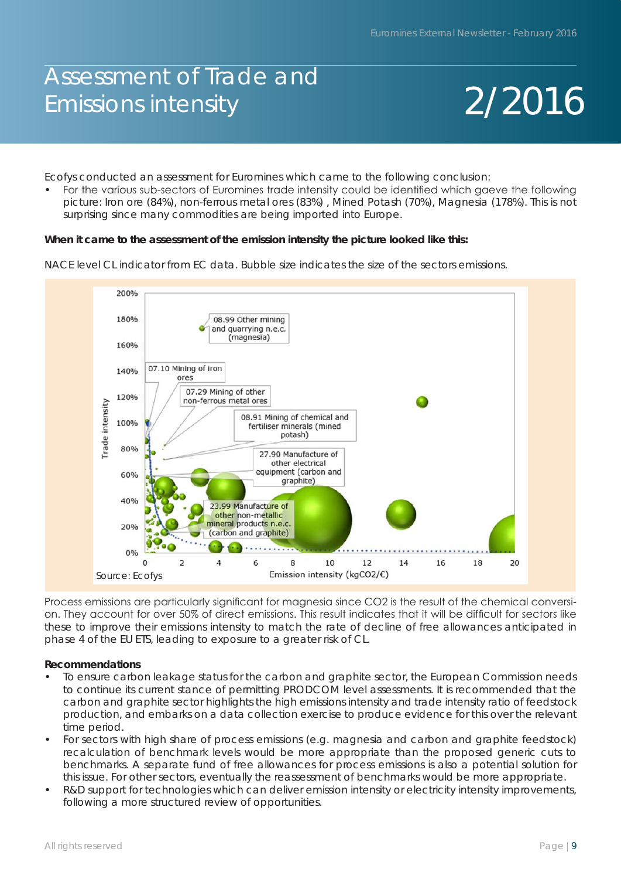# Assessment of Trade and Emissions intensity

# 2/2016

Ecofys conducted an assessment for Euromines which came to the following conclusion:

- For the various sub-sectors of Euromines trade intensity could be identified which gaeve the following picture: Iron ore (84%), non-ferrous metal ores (83%) , Mined Potash (70%), Magnesia (178%). This is not surprising since many commodities are being imported into Europe.

**When it came to the assessment of the emission intensity the picture looked like this:**

NACE level CL indicator from EC data. Bubble size indicates the size of the sectors emissions.

Source: Ecofys

Process emissions are particularly significant for magnesia since CO2 is the result of the chemical conversion. They account for over 50% of direct emissions. This result indicates that it will be difficult for sectors like these to improve their emissions intensity to match the rate of decline of free allowances anticipated in phase 4 of the EU ETS, leading to exposure to a greater risk of CL.

**Recommendations**

- To ensure carbon leakage status for the carbon and graphite sector, the European Commission needs to continue its current stance of permitting PRODCOM level assessments. It is recommended that the carbon and graphite sector highlights the high emissions intensity and trade intensity ratio of feedstock production, and embarks on a data collection exercise to produce evidence for this over the relevant time period.
- For sectors with high share of process emissions (e.g. magnesia and carbon and graphite feedstock) recalculation of benchmark levels would be more appropriate than the proposed generic cuts to benchmarks. A separate fund of free allowances for process emissions is also a potential solution for this issue. For other sectors, eventually the reassessment of benchmarks would be more appropriate.
- R&D support for technologies which can deliver emission intensity or electricity intensity improvements, following a more structured review of opportunities.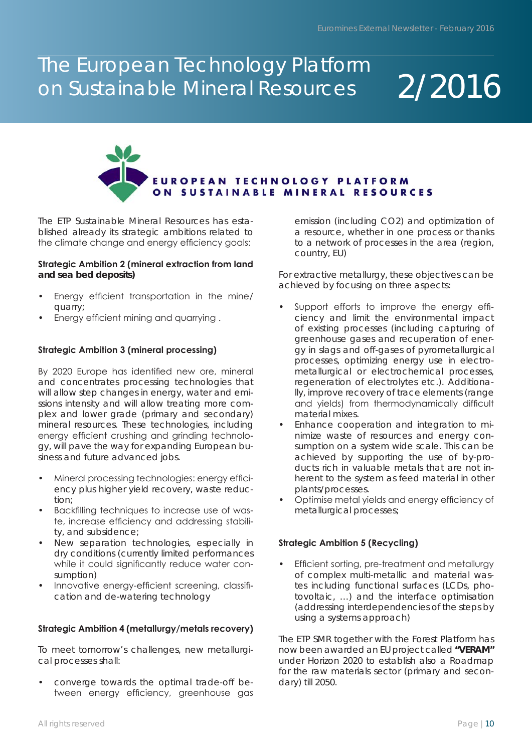# The European Technology Platform on Sustainable Mineral Resources

# 2/2016

EUROPEAN TECHNOLOGY PLATFORM ON SUSTAINABLE MINERAL RESOURCES

The ETP Sustainable Mineral Resources has established already its strategic ambitions related to the climate change and energy efficiency goals:

**Strategic Ambition 2 (mineral extraction from land and sea bed deposits)**

- Energy efficient transportation in the mine/quarry;
- Energy efficient mining and quarrying .

**Strategic Ambition 3 (mineral processing)**

By 2020 Europe has identified new ore, mineral and concentrates processing technologies that will allow step changes in energy, water and emissions intensity and will allow treating more complex and lower grade (primary and secondary) mineral resources. These technologies, including energy efficient crushing and grinding technology, will pave the way for expanding European business and future advanced jobs.

- Mineral processing technologies: energy efficiency plus higher yield recovery, waste reduction;
- Backfilling techniques to increase use of waste, increase efficiency and addressing stability, and subsidence;
- New separation technologies, especially in dry conditions (currently limited performances while it could significantly reduce water consumption)
- Innovative energy-efficient screening, classification and de-watering technology

**Strategic Ambition 4 (metallurgy/metals recovery)**

To meet tomorrow's challenges, new metallurgical processes shall:

- converge towards the optimal trade-off between energy efficiency, greenhouse gas emission (including $CO_2$) and optimization of a resource, whether in one process or thanks to a network of processes in the area (region, country, EU)

For extractive metallurgy, these objectives can be achieved by focusing on three aspects:

- Support efforts to improve the energy efficiency and limit the environmental impact of existing processes (including capturing of greenhouse gases and recuperation of energy in slags and off-gases of pyrometallurgical processes, optimizing energy use in electrometallurgical or electrochemical processes, regeneration of electrolytes etc.). Additionally, improve recovery of trace elements (range and yields) from thermodynamically difficult material mixes.
- Enhance cooperation and integration to minimize waste of resources and energy consumption on a system wide scale. This can be achieved by supporting the use of by-products rich in valuable metals that are not inherent to the system as feed material in other plants/processes.
- Optimise metal yields and energy efficiency of metallurgical processes;

**Strategic Ambition 5 (Recycling)**

- Efficient sorting, pre-treatment and metallurgy of complex multi-metallic and material wastes including functional surfaces (LCDs, photovoltaic, ...) and the interface optimisation (addressing interdependencies of the steps by using a systems approach)

The ETP SMR together with the Forest Platform has now been awarded an EU project called **"VERAM"** under Horizon 2020 to establish also a Roadmap for the raw materials sector (primary and secondary) till 2050.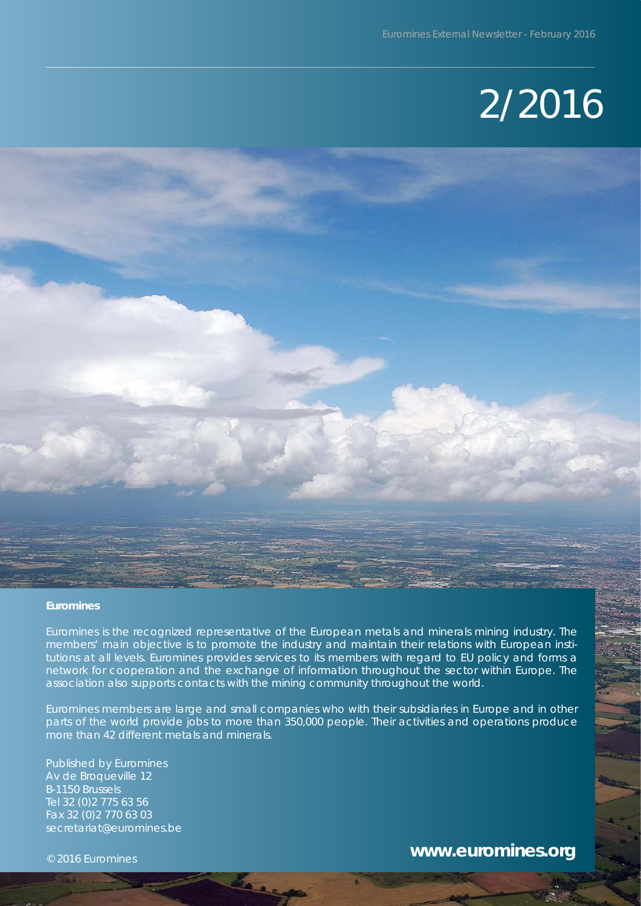Euromines External Newsletter - February 2016

# 2/2016

**Euromines**

Euromines is the recognized representative of the European metals and minerals mining industry. The members' main objective is to promote the industry and maintain their relations with European institutions at all levels. Euromines provides services to its members with regard to EU policy and forms a network for cooperation and the exchange of information throughout the sector within Europe. The association also supports contacts with the mining community throughout the world.

Euromines members are large and small companies who with their subsidiaries in Europe and in other parts of the world provide jobs to more than 350,000 people. Their activities and operations produce more than 42 different metals and minerals.

Published by Euromines
Av de Broqueville 12
B-1150 Brussels
Tel 32 (0)2 775 63 56
Fax 32 (0)2 770 63 03
secretariat@euromines.be

© 2016 Euromines

**www.euromines.org**